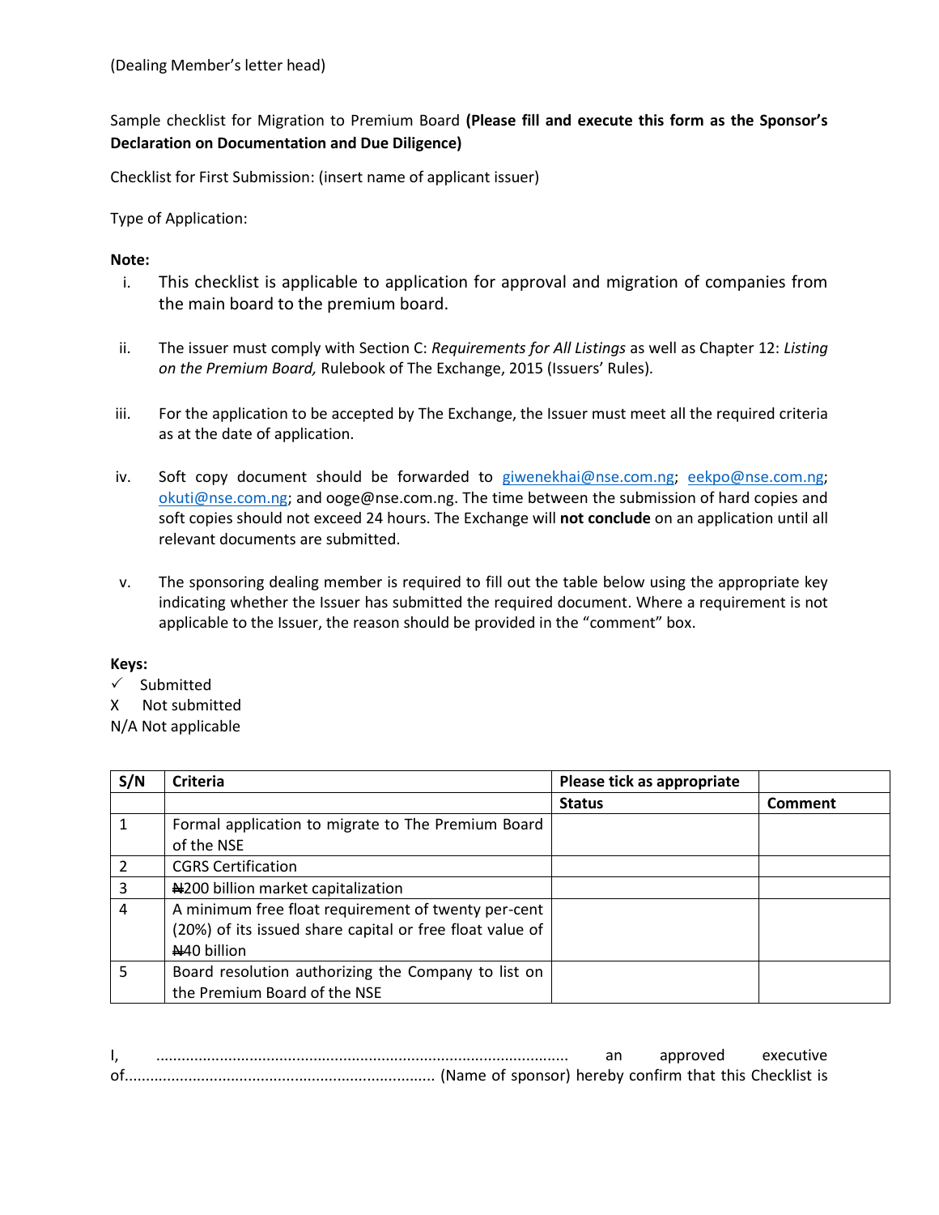(Dealing Member's letter head)

Sample checklist for Migration to Premium Board **(Please fill and execute this form as the Sponsor's Declaration on Documentation and Due Diligence)**

Checklist for First Submission: (insert name of applicant issuer)

Type of Application:

**Note:**

i. This checklist is applicable to application for approval and migration of companies from the main board to the premium board.

ii. The issuer must comply with Section C: *Requirements for All Listings* as well as Chapter 12: *Listing on the Premium Board,* Rulebook of The Exchange, 2015 (Issuers' Rules).

iii. For the application to be accepted by The Exchange, the Issuer must meet all the required criteria as at the date of application.

iv. Soft copy document should be forwarded to giwenekhai@nse.com.ng; eekpo@nse.com.ng; okuti@nse.com.ng; and ooge@nse.com.ng. The time between the submission of hard copies and soft copies should not exceed 24 hours. The Exchange will **not conclude** on an application until all relevant documents are submitted.

v. The sponsoring dealing member is required to fill out the table below using the appropriate key indicating whether the Issuer has submitted the required document. Where a requirement is not applicable to the Issuer, the reason should be provided in the "comment" box.

**Keys:**

✓ Submitted
X Not submitted
N/A Not applicable

| S/N | Criteria | Please tick as appropriate | |
|---|---|---|---|
| | | **Status** | **Comment** |
| 1 | Formal application to migrate to The Premium Board of the NSE | | |
| 2 | CGRS Certification | | |
| 3 | ₦200 billion market capitalization | | |
| 4 | A minimum free float requirement of twenty per-cent (20%) of its issued share capital or free float value of ₦40 billion | | |
| 5 | Board resolution authorizing the Company to list on the Premium Board of the NSE | | |

I, ................................................................................................ an approved executive of........................................................................ (Name of sponsor) hereby confirm that this Checklist is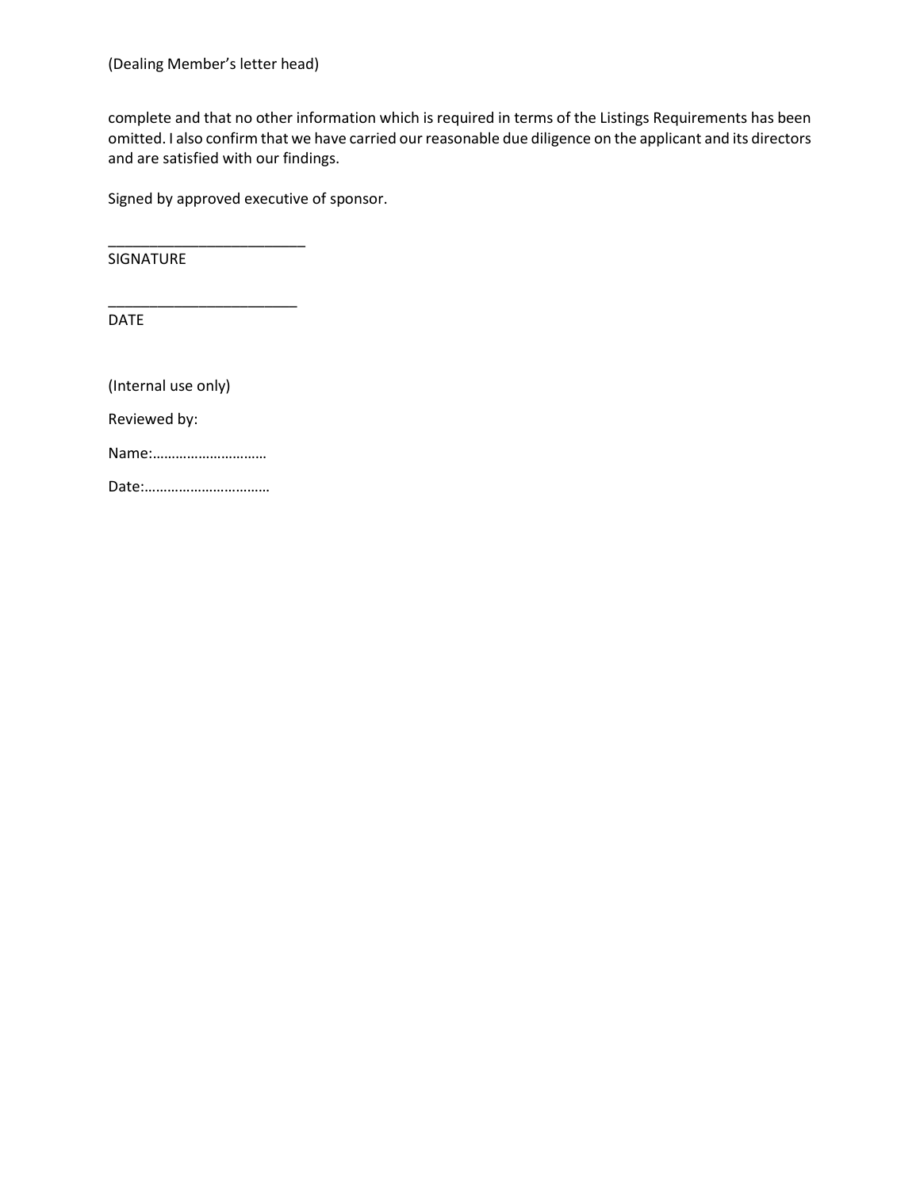(Dealing Member's letter head)

complete and that no other information which is required in terms of the Listings Requirements has been omitted. I also confirm that we have carried our reasonable due diligence on the applicant and its directors and are satisfied with our findings.

Signed by approved executive of sponsor.

________________________
SIGNATURE

_______________________
DATE

(Internal use only)

Reviewed by:

Name:…………………………

Date:……………………………